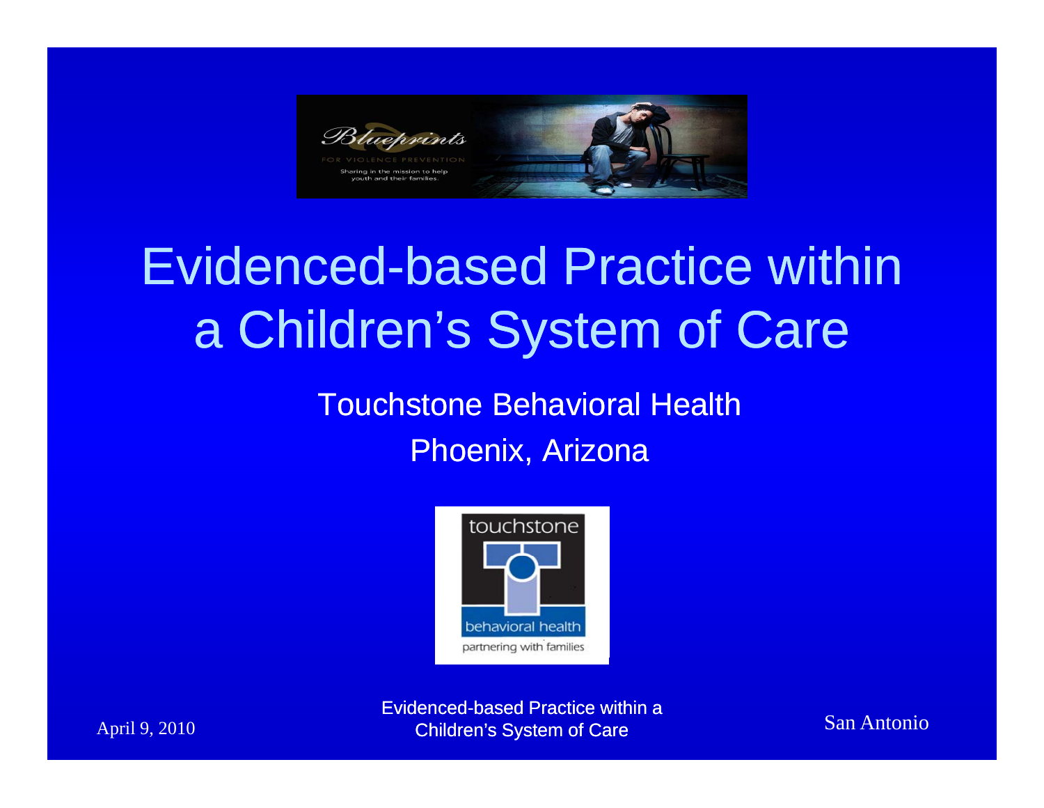Blueprints

FOR VIOLENCE PREVENTION

Sharing in the mission to help youth and their families.

# Evidenced-based Practice within a Children's System of Care

Touchstone Behavioral Health

Phoenix, Arizona

touchstone behavioral health

partnering with families

April 9, 2010

San Antonio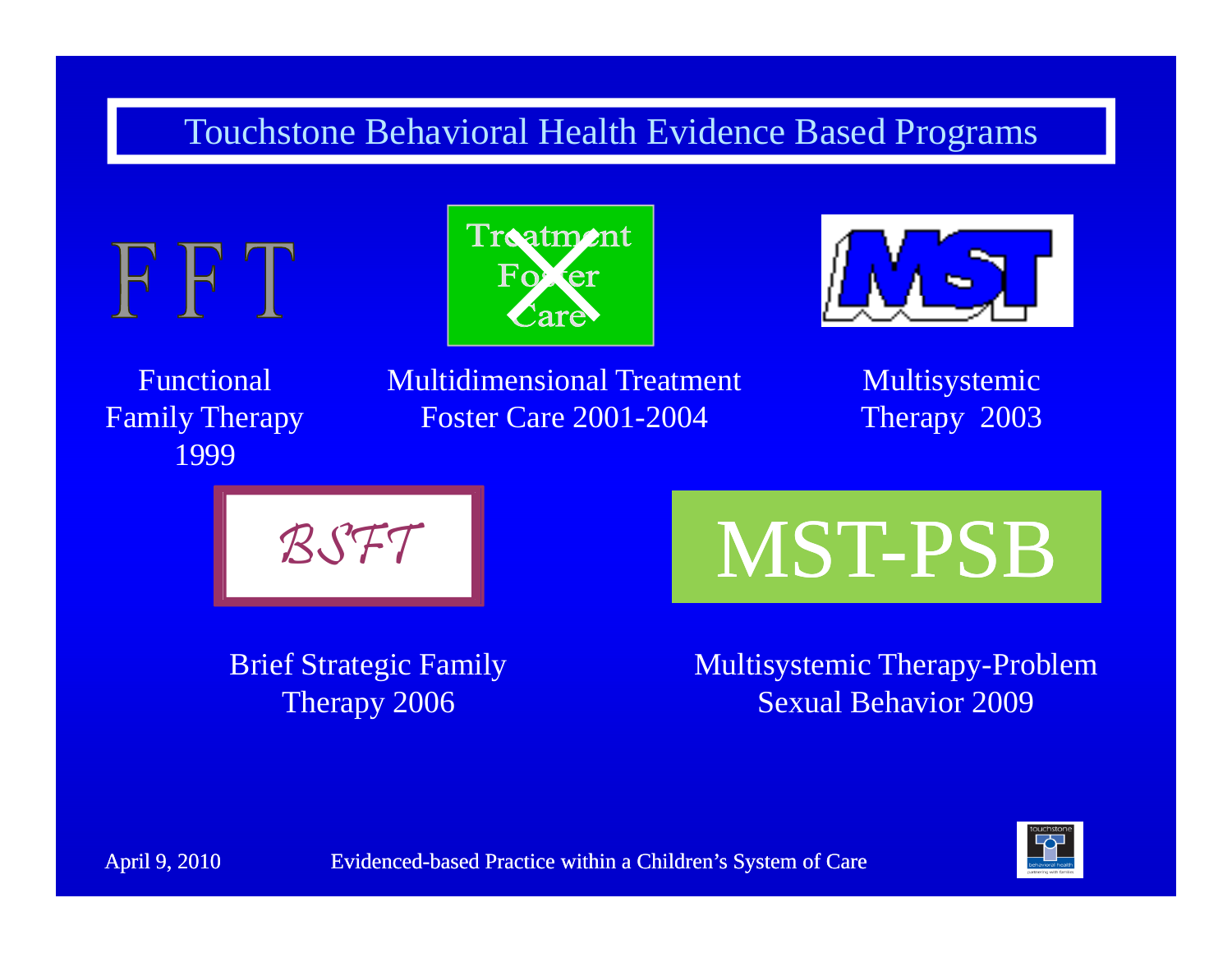# Touchstone Behavioral Health Evidence Based Programs

FFT

Functional Family Therapy 1999

Treatment Foster Care

Multidimensional Treatment Foster Care 2001-2004

MST

Multisystemic Therapy 2003

BSFT

Brief Strategic Family Therapy 2006

MST-PSB

Multisystemic Therapy-Problem Sexual Behavior 2009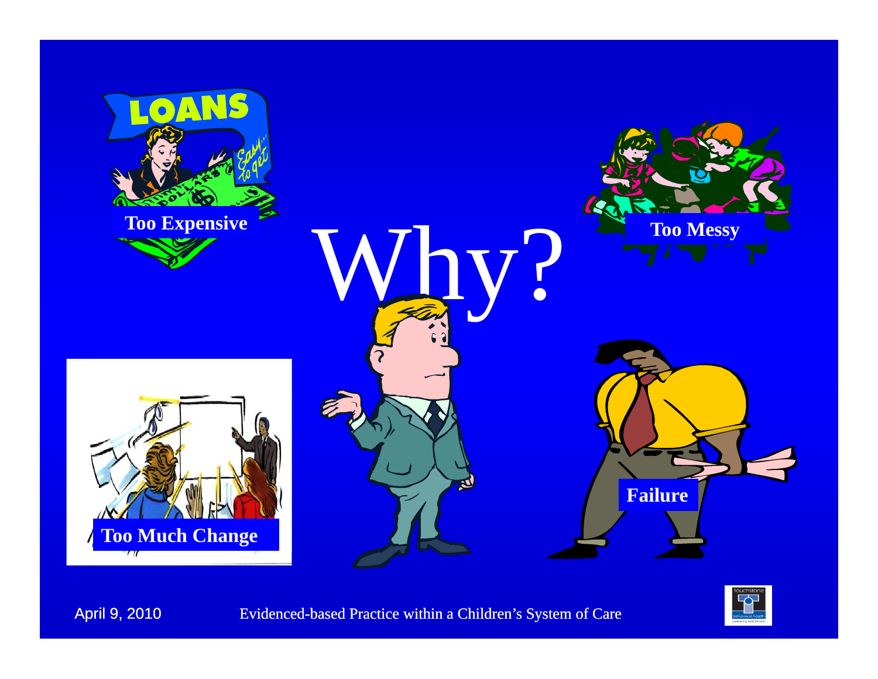# Why?

**Too Expensive**

**Too Messy**

**Too Much Change**

**Failure**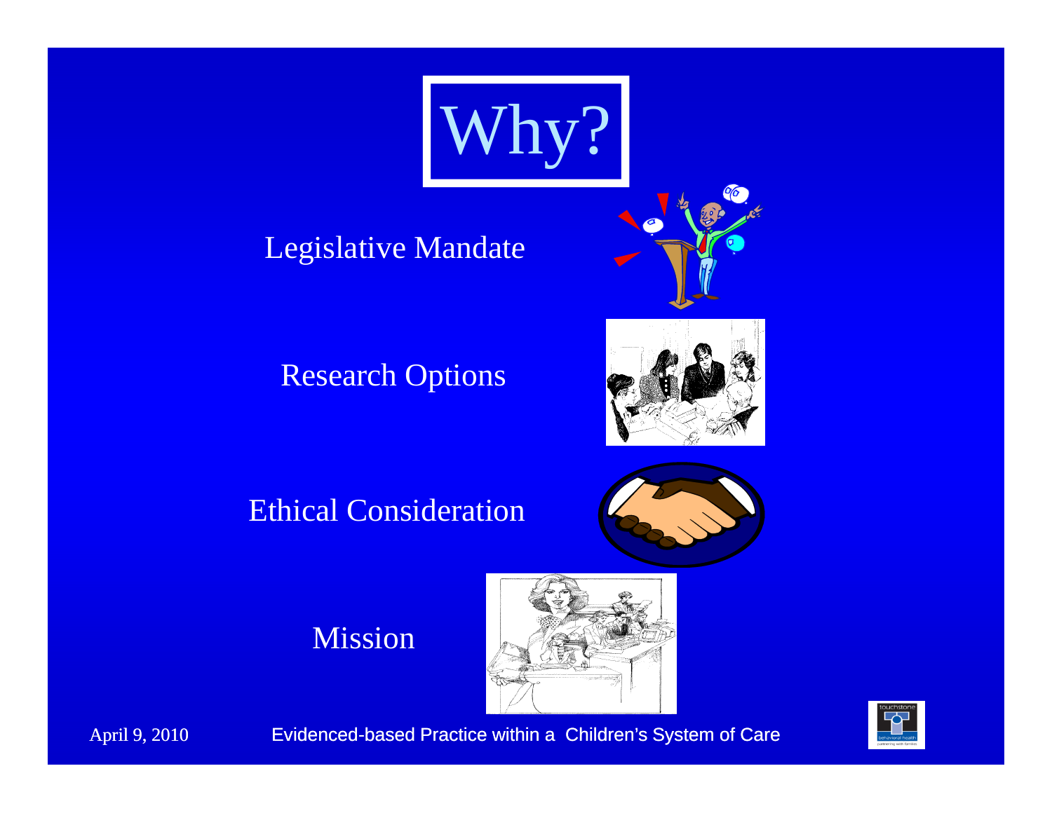# Why?

Legislative Mandate

Research Options

Ethical Consideration

Mission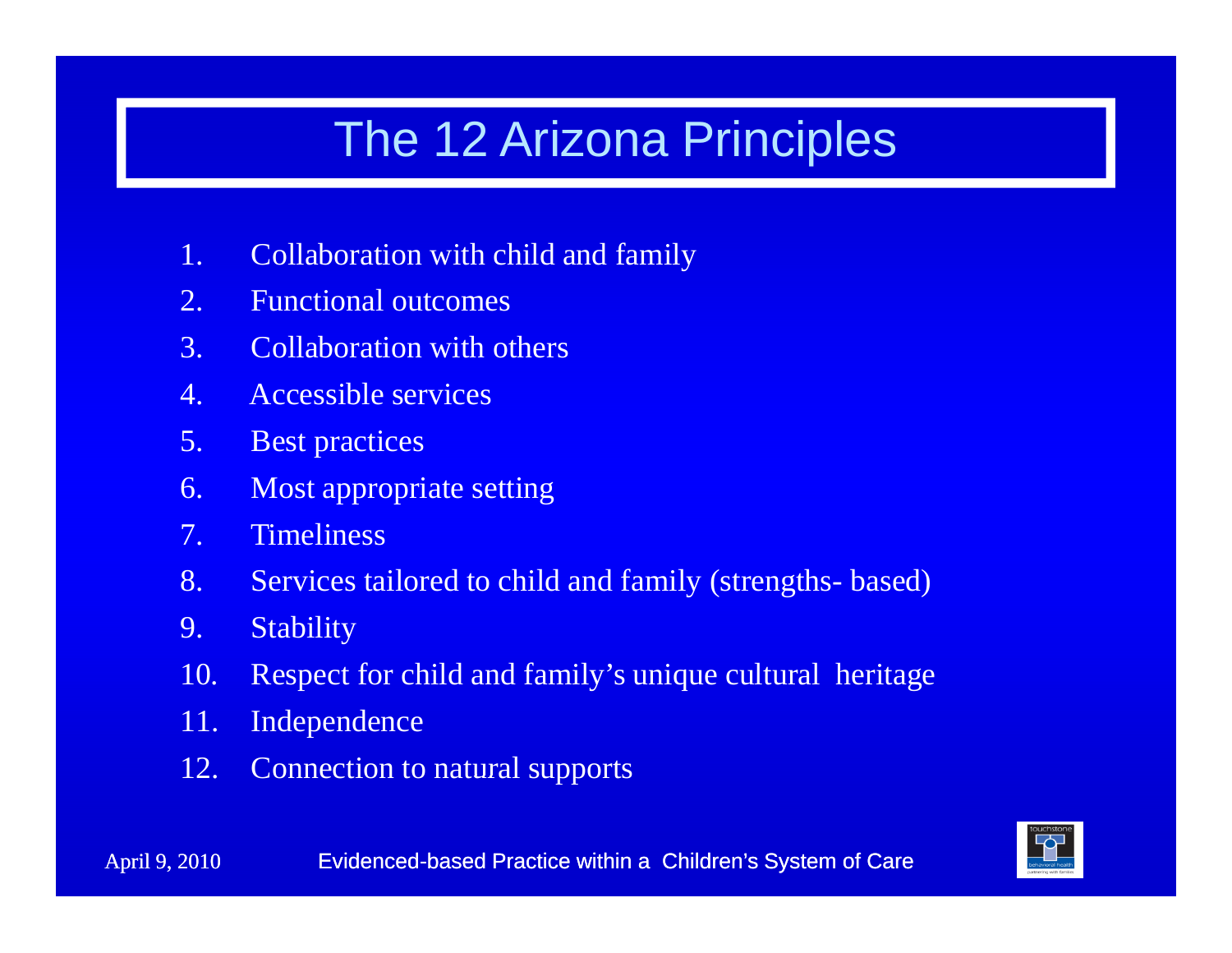# The 12 Arizona Principles

1. Collaboration with child and family
2. Functional outcomes
3. Collaboration with others
4. Accessible services
5. Best practices
6. Most appropriate setting
7. Timeliness
8. Services tailored to child and family (strengths- based)
9. Stability
10. Respect for child and family's unique cultural heritage
11. Independence
12. Connection to natural supports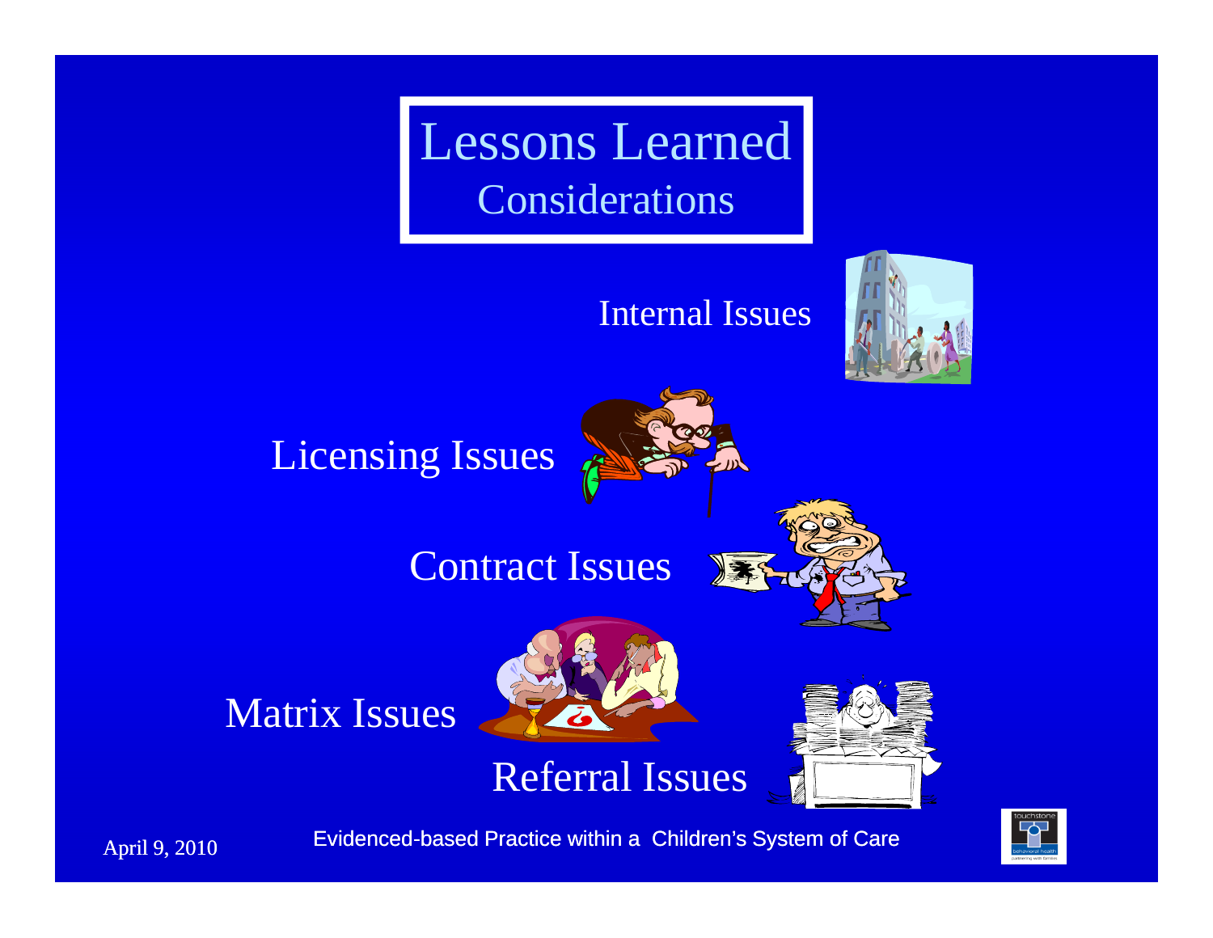# Lessons Learned

## Considerations

- Internal Issues
- Licensing Issues
- Contract Issues
- Matrix Issues
- Referral Issues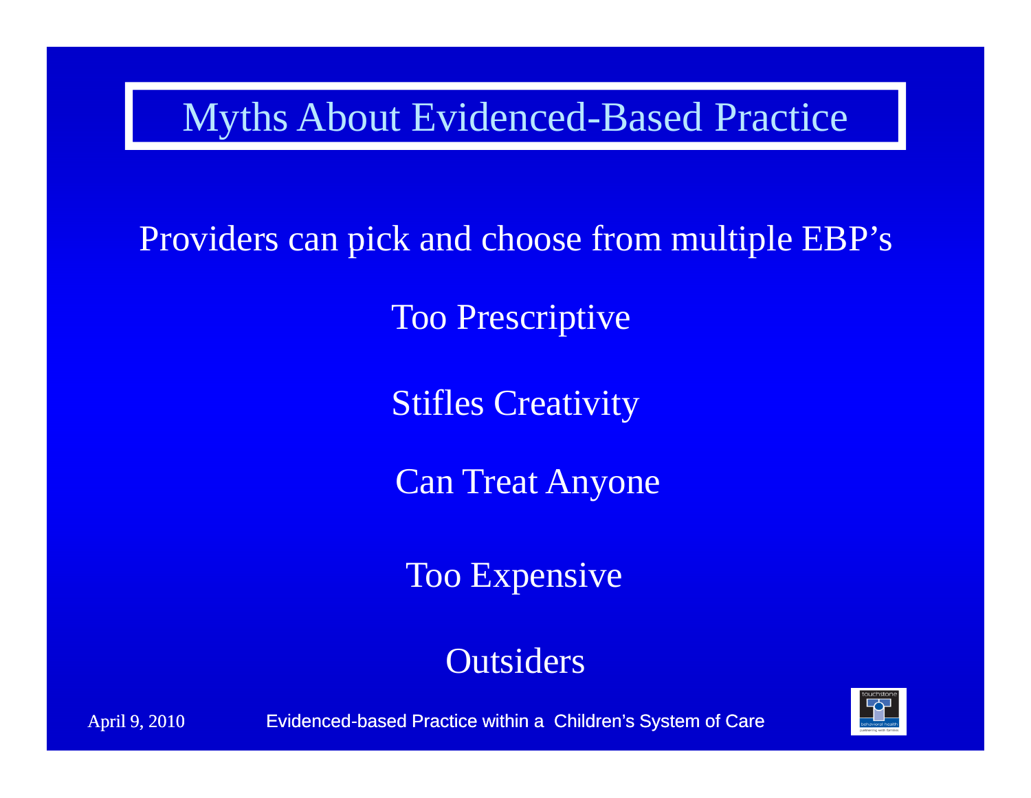# Myths About Evidenced-Based Practice

Providers can pick and choose from multiple EBP's

Too Prescriptive

Stifles Creativity

Can Treat Anyone

Too Expensive

Outsiders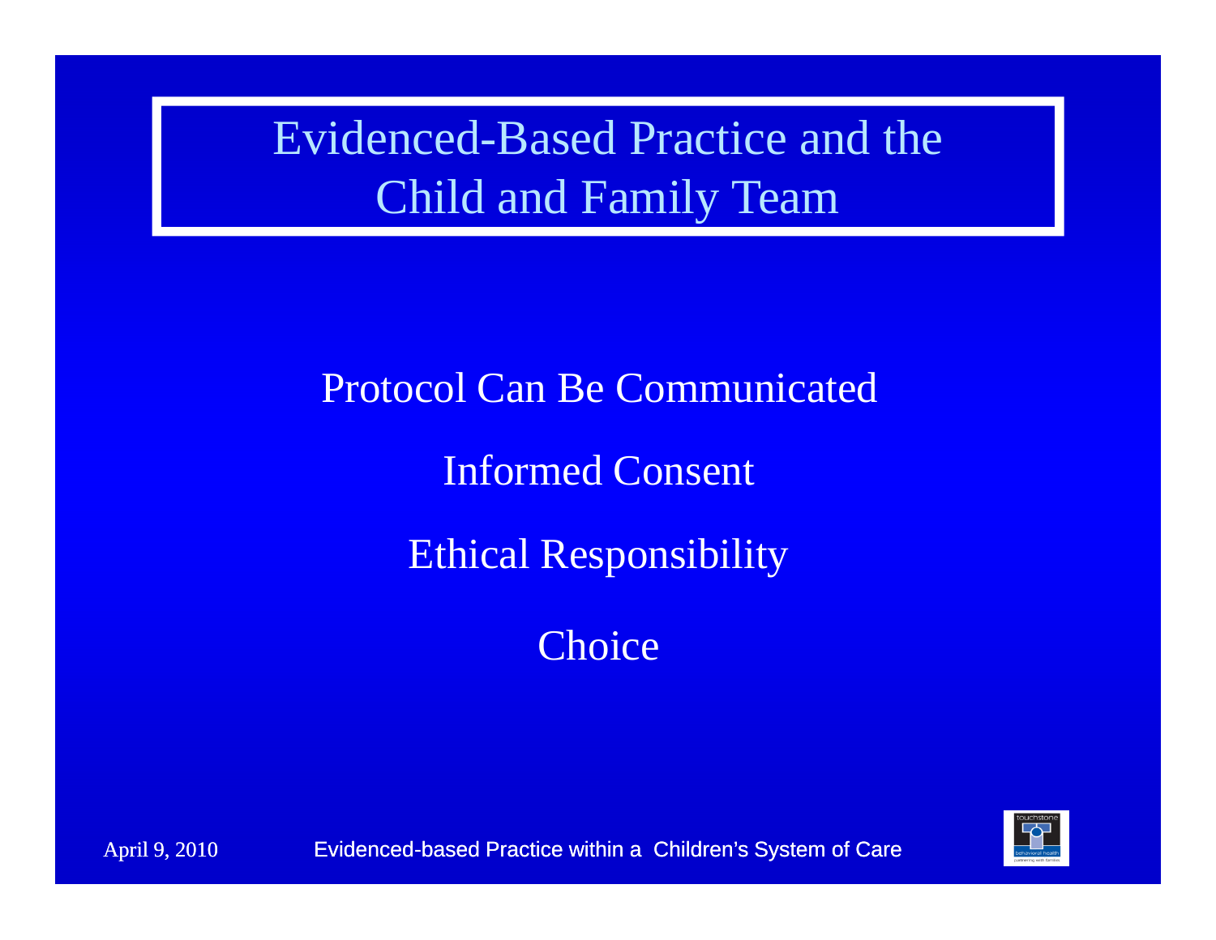# Evidenced-Based Practice and the Child and Family Team

Protocol Can Be Communicated

Informed Consent

Ethical Responsibility

Choice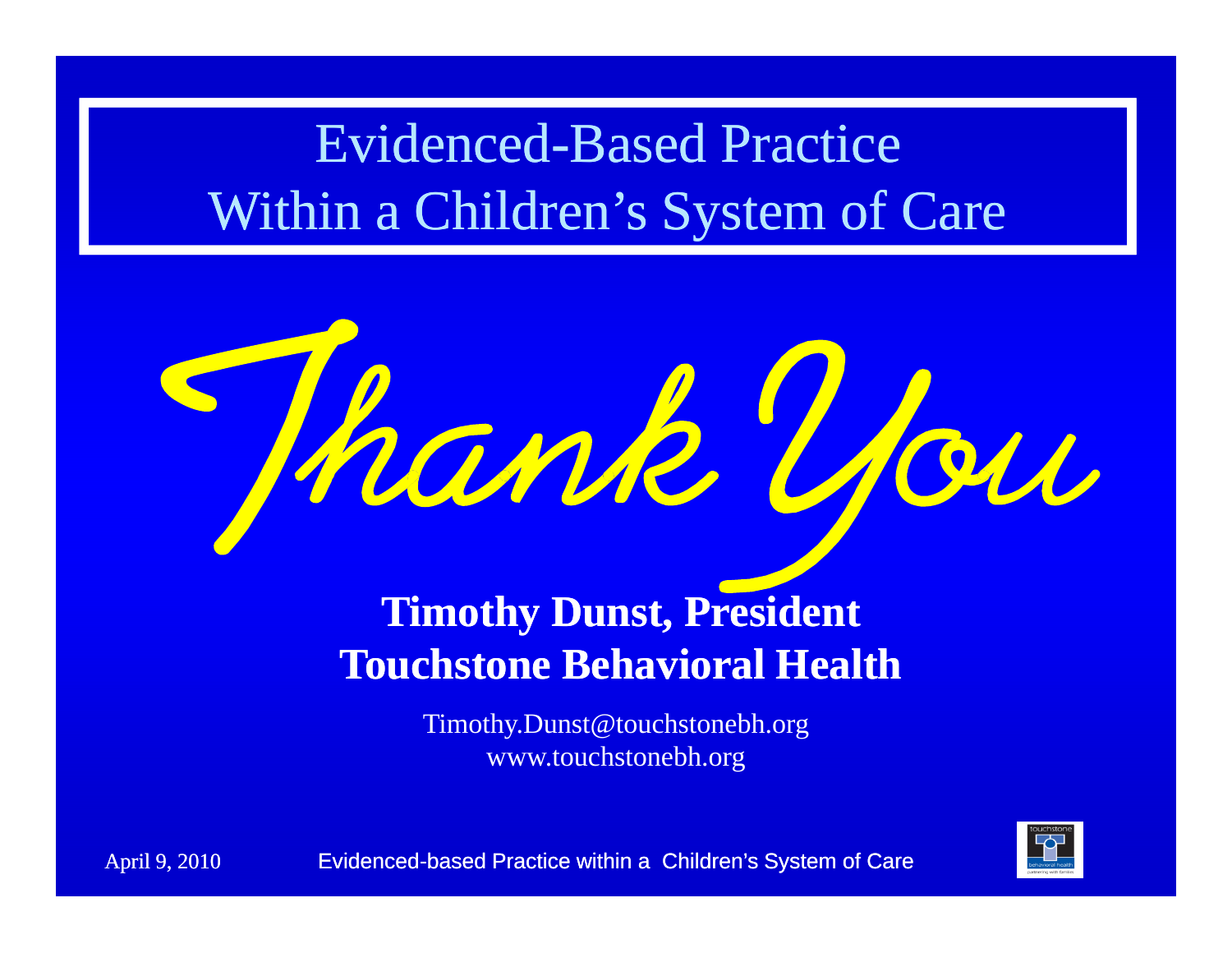# Evidenced-Based Practice Within a Children's System of Care

## Thank You

**Timothy Dunst, President**
**Touchstone Behavioral Health**

Timothy.Dunst@touchstonebh.org
www.touchstonebh.org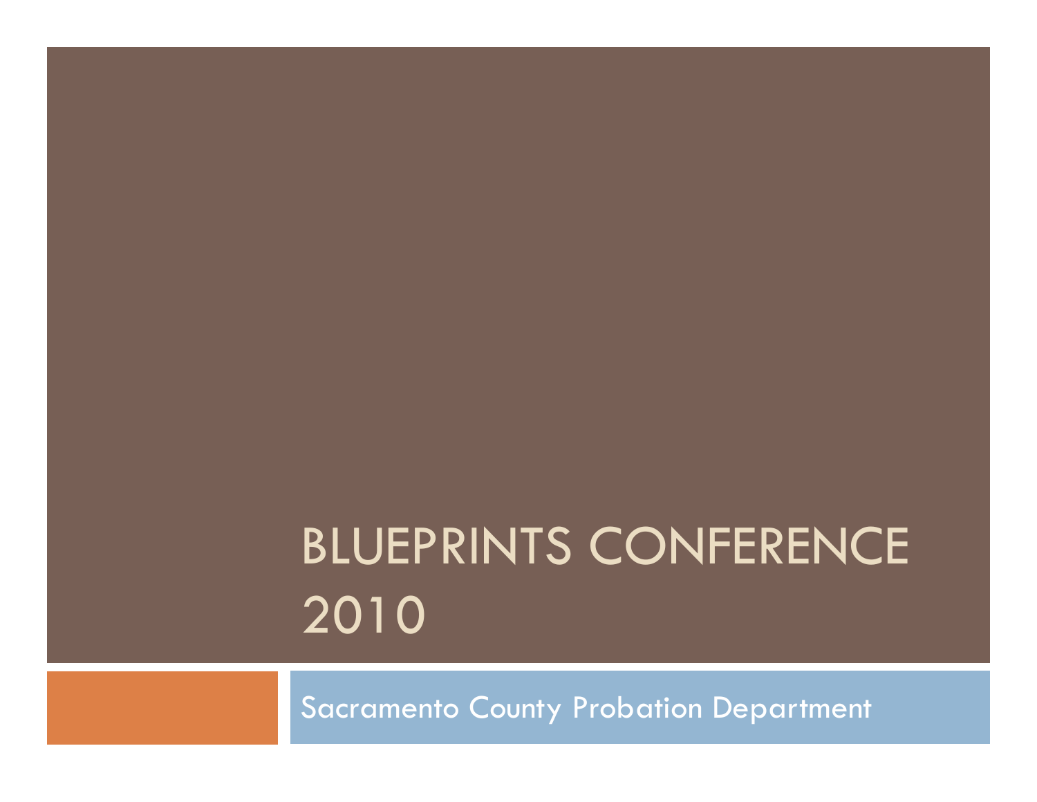# BLUEPRINTS CONFERENCE 2010

Sacramento County Probation Department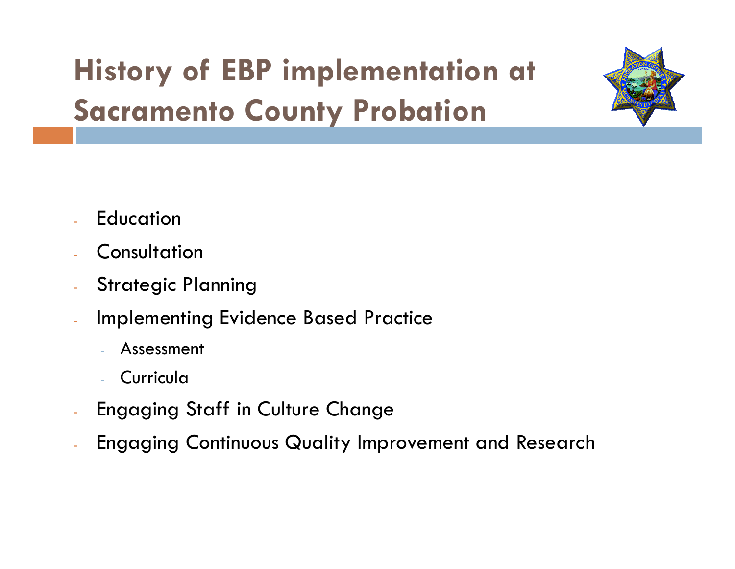# History of EBP implementation at Sacramento County Probation

- Education
- Consultation
- Strategic Planning
- Implementing Evidence Based Practice
  - Assessment
  - Curricula
- Engaging Staff in Culture Change
- Engaging Continuous Quality Improvement and Research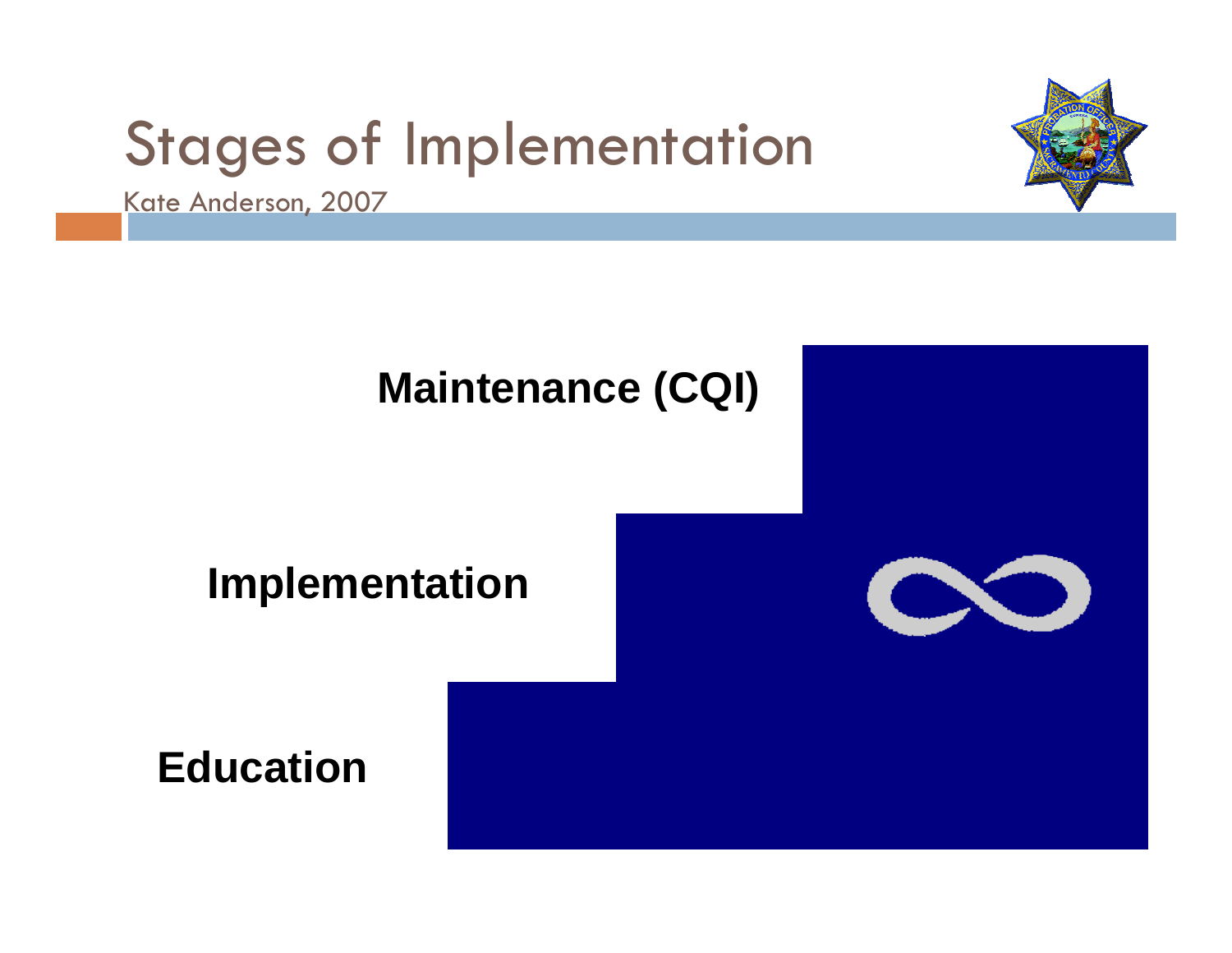# Stages of Implementation

Kate Anderson, 2007

**Maintenance (CQI)**

**Implementation**

**Education**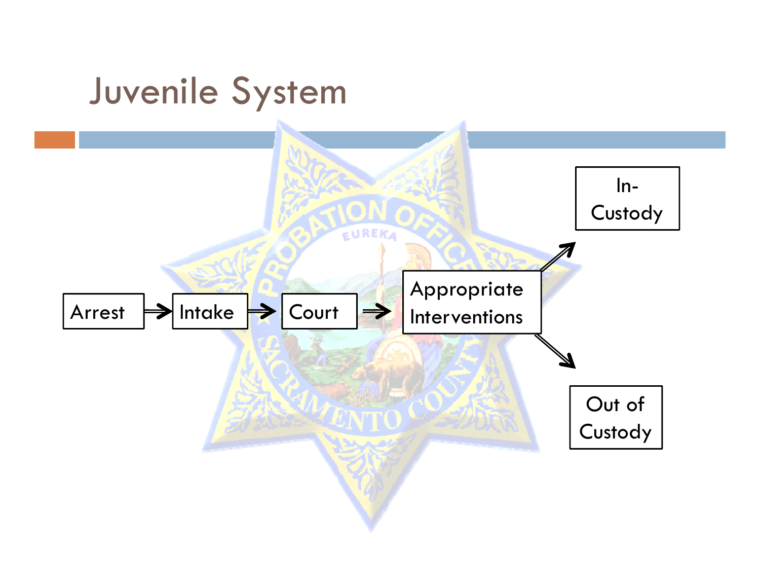# Juvenile System

Arrest → Intake → Court → Appropriate Interventions → In-Custody

Appropriate Interventions → Out of Custody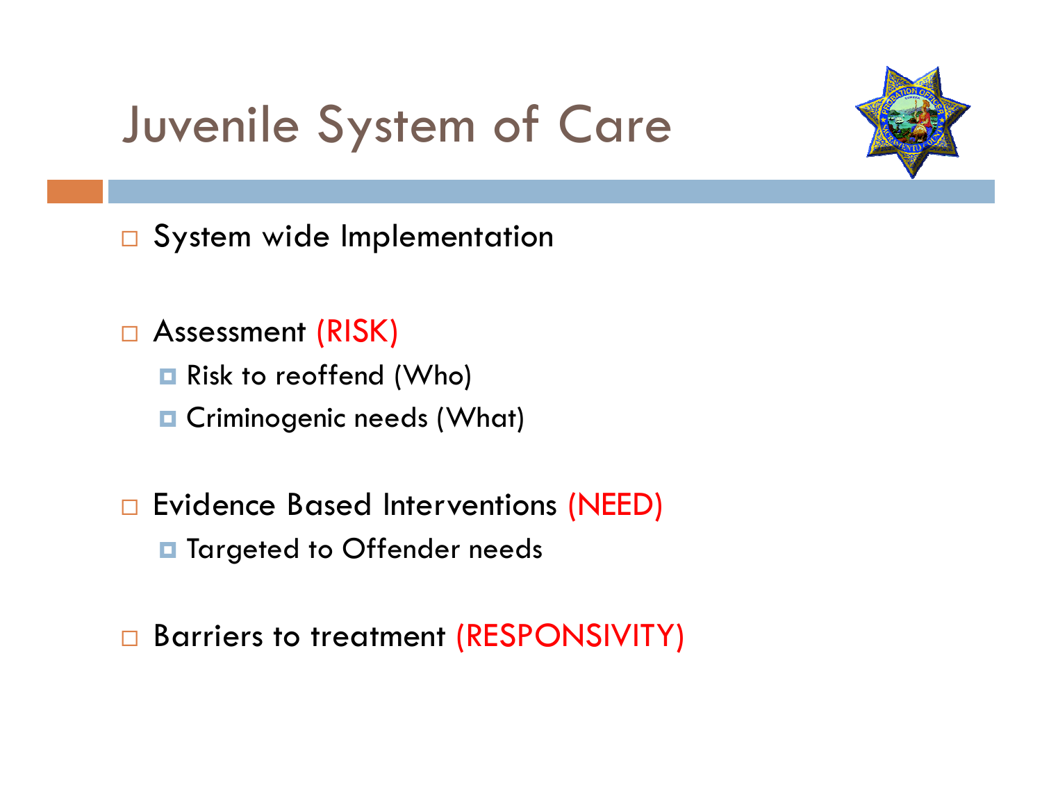# Juvenile System of Care

- System wide Implementation
- Assessment (RISK)
  - Risk to reoffend (Who)
  - Criminogenic needs (What)
- Evidence Based Interventions (NEED)
  - Targeted to Offender needs
- Barriers to treatment (RESPONSIVITY)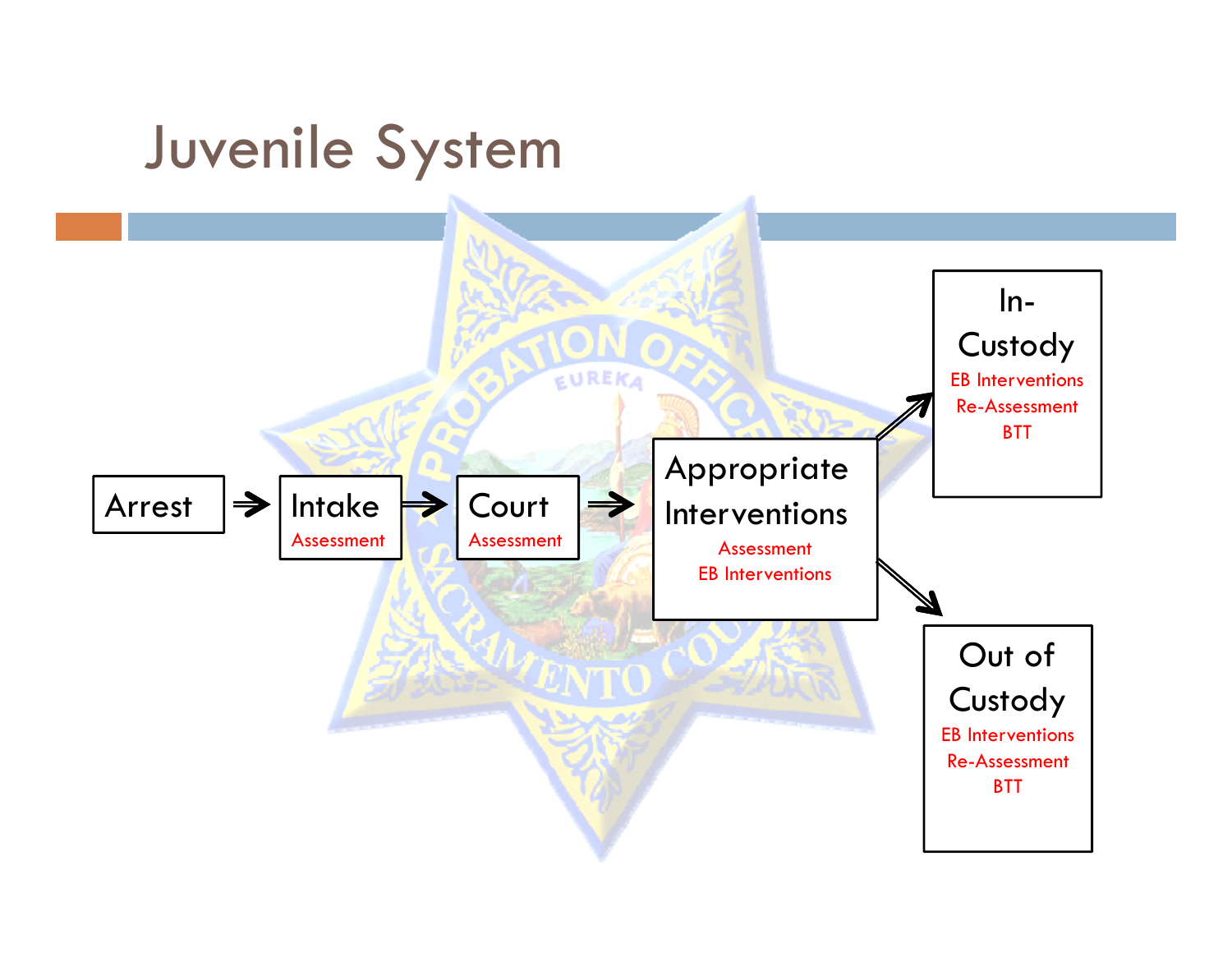# Juvenile System

Arrest → Intake (Assessment) → Court (Assessment) → Appropriate Interventions (Assessment, EB Interventions) →

- In-Custody
  - EB Interventions
  - Re-Assessment
  - BTT
- Out of Custody
  - EB Interventions
  - Re-Assessment
  - BTT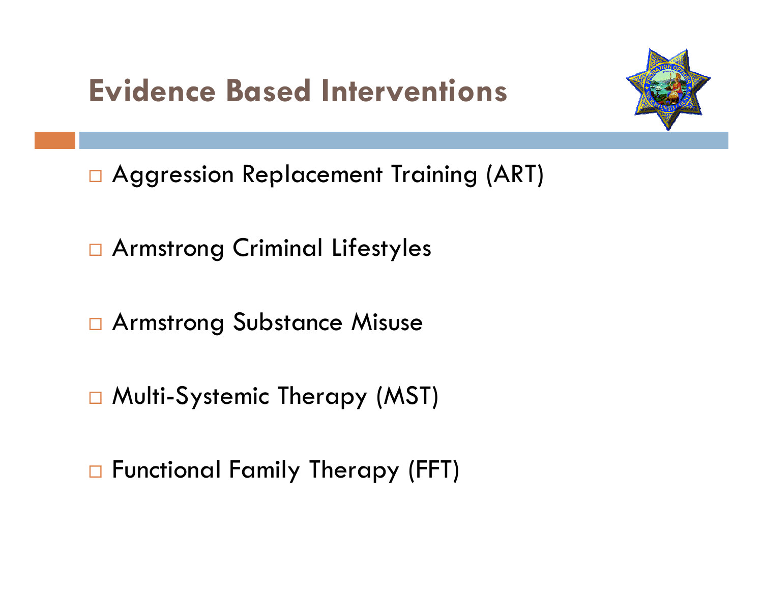# Evidence Based Interventions

- Aggression Replacement Training (ART)
- Armstrong Criminal Lifestyles
- Armstrong Substance Misuse
- Multi-Systemic Therapy (MST)
- Functional Family Therapy (FFT)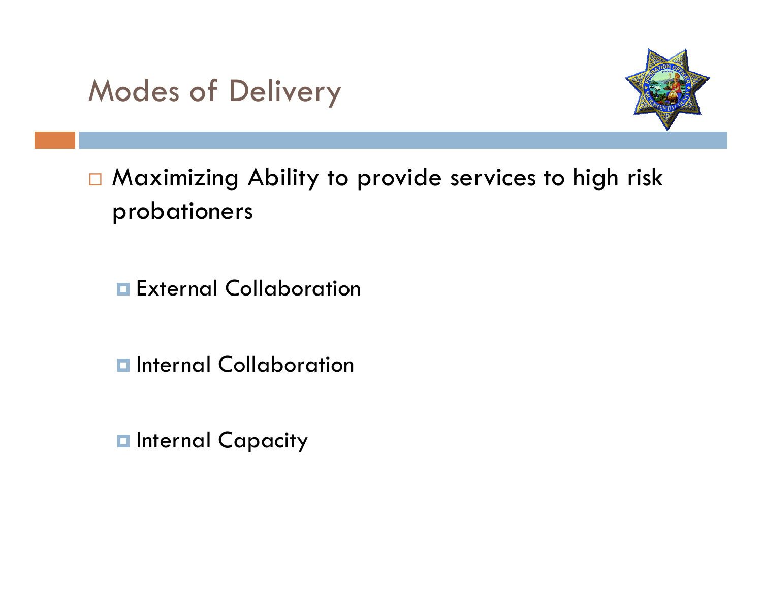# Modes of Delivery

- Maximizing Ability to provide services to high risk probationers
  - External Collaboration
  - Internal Collaboration
  - Internal Capacity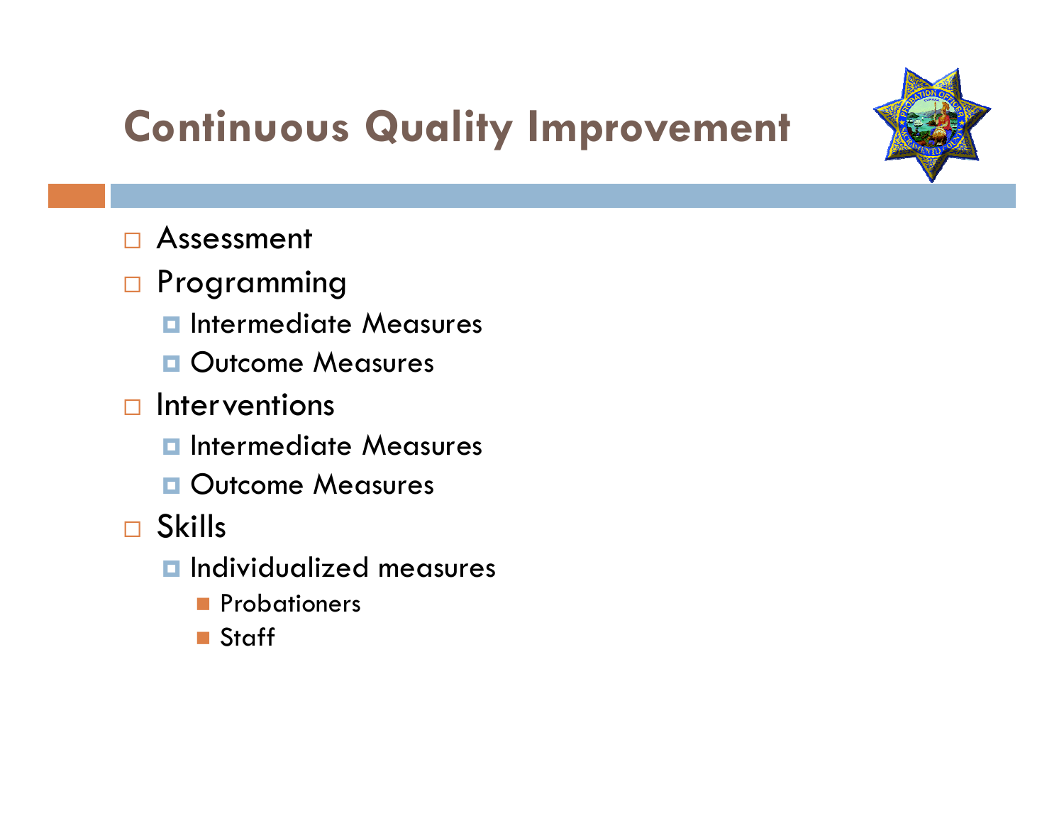# Continuous Quality Improvement

- Assessment
- Programming
  - Intermediate Measures
  - Outcome Measures
- Interventions
  - Intermediate Measures
  - Outcome Measures
- Skills
  - Individualized measures
    - Probationers
    - Staff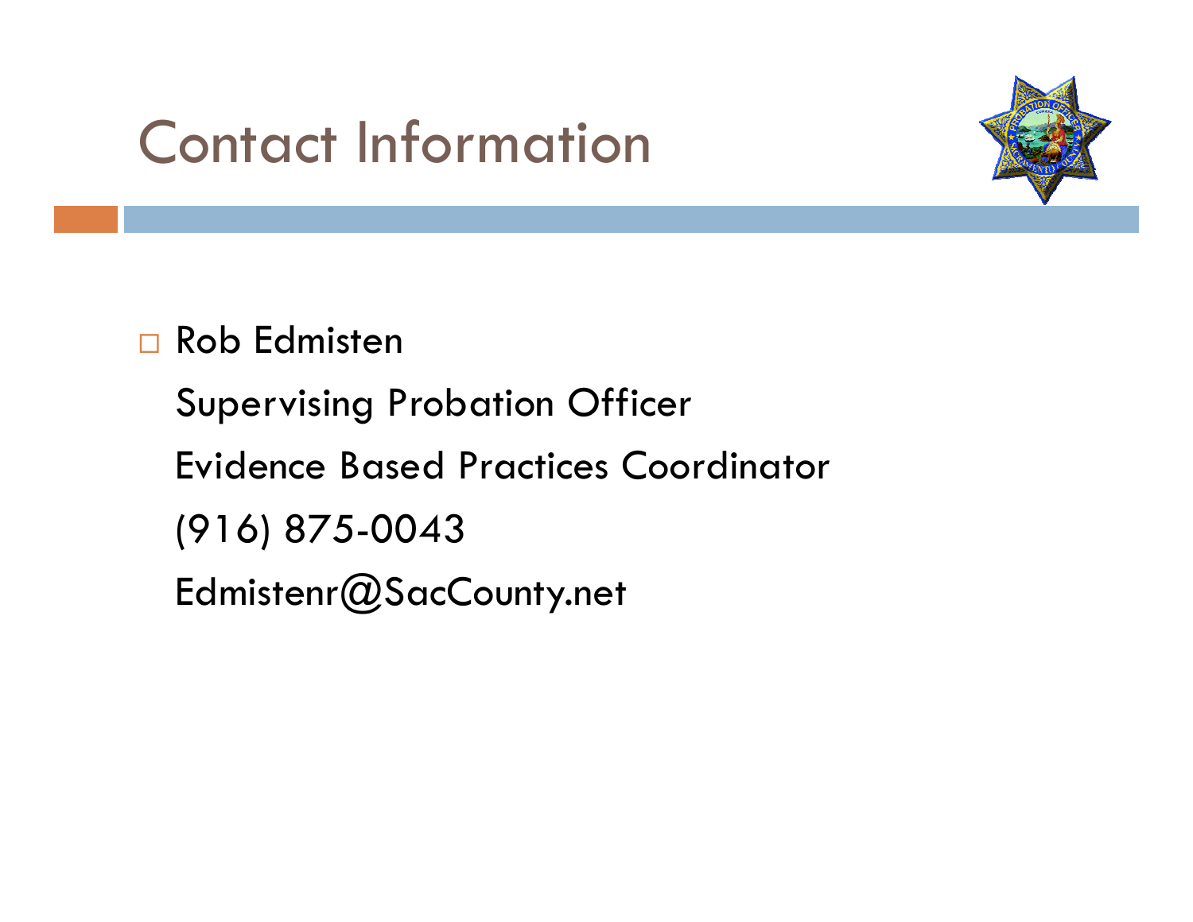# Contact Information

- Rob Edmisten

  Supervising Probation Officer

  Evidence Based Practices Coordinator

  (916) 875-0043

  Edmistenr@SacCounty.net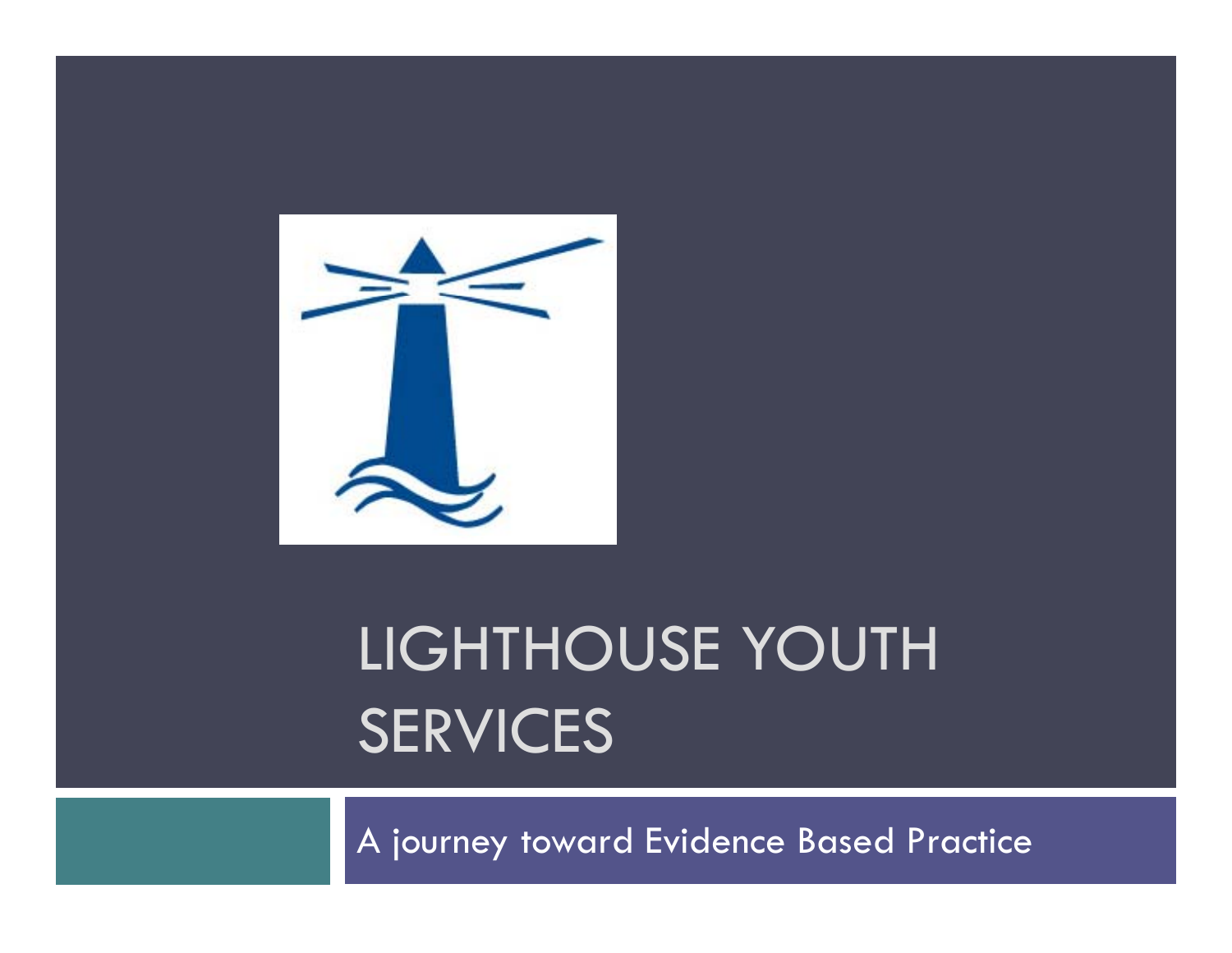# LIGHTHOUSE YOUTH SERVICES

A journey toward Evidence Based Practice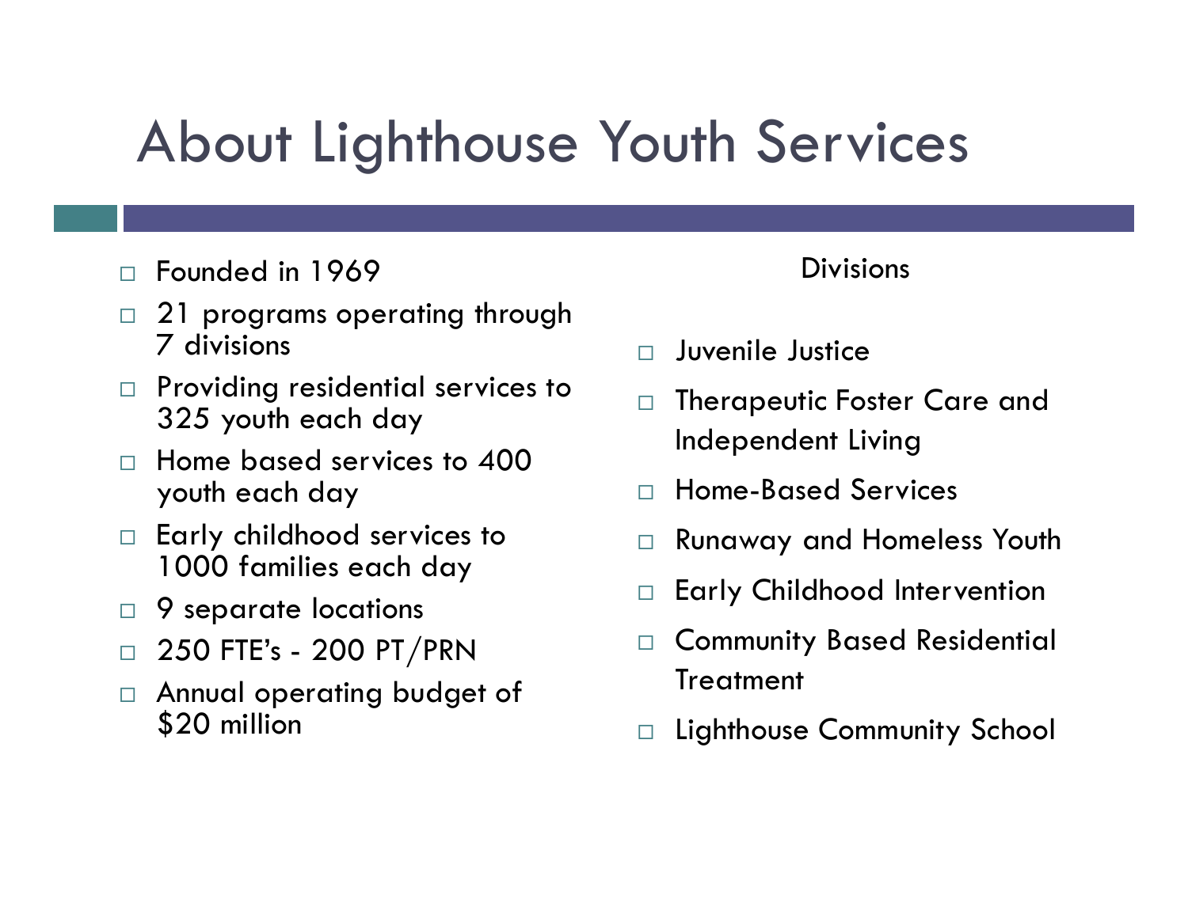# About Lighthouse Youth Services

- Founded in 1969
- 21 programs operating through 7 divisions
- Providing residential services to 325 youth each day
- Home based services to 400 youth each day
- Early childhood services to 1000 families each day
- 9 separate locations
- 250 FTE's - 200 PT/PRN
- Annual operating budget of $20 million

Divisions

- Juvenile Justice
- Therapeutic Foster Care and Independent Living
- Home-Based Services
- Runaway and Homeless Youth
- Early Childhood Intervention
- Community Based Residential Treatment
- Lighthouse Community School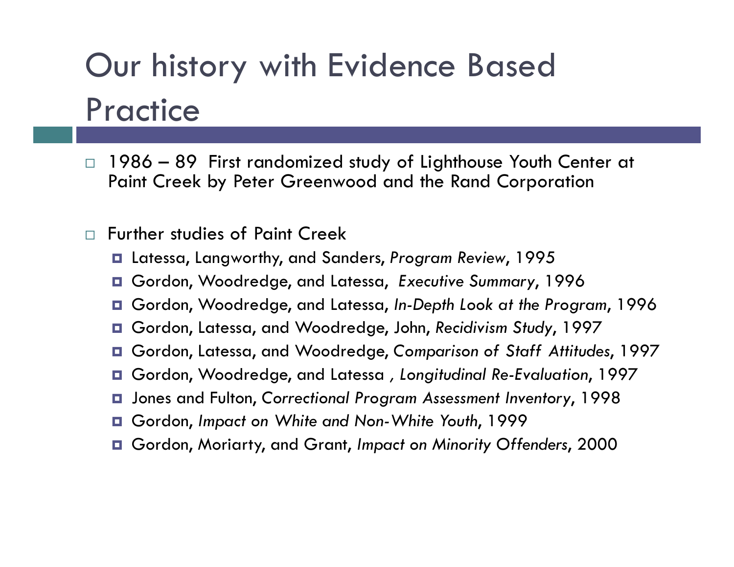# Our history with Evidence Based Practice

- 1986 – 89 First randomized study of Lighthouse Youth Center at Paint Creek by Peter Greenwood and the Rand Corporation

- Further studies of Paint Creek
  - Latessa, Langworthy, and Sanders, *Program Review*, 1995
  - Gordon, Woodredge, and Latessa, *Executive Summary*, 1996
  - Gordon, Woodredge, and Latessa, *In-Depth Look at the Program*, 1996
  - Gordon, Latessa, and Woodredge, John, *Recidivism Study*, 1997
  - Gordon, Latessa, and Woodredge, *Comparison of Staff Attitudes*, 1997
  - Gordon, Woodredge, and Latessa , *Longitudinal Re-Evaluation*, 1997
  - Jones and Fulton, *Correctional Program Assessment Inventory*, 1998
  - Gordon, *Impact on White and Non-White Youth*, 1999
  - Gordon, Moriarty, and Grant, *Impact on Minority Offenders*, 2000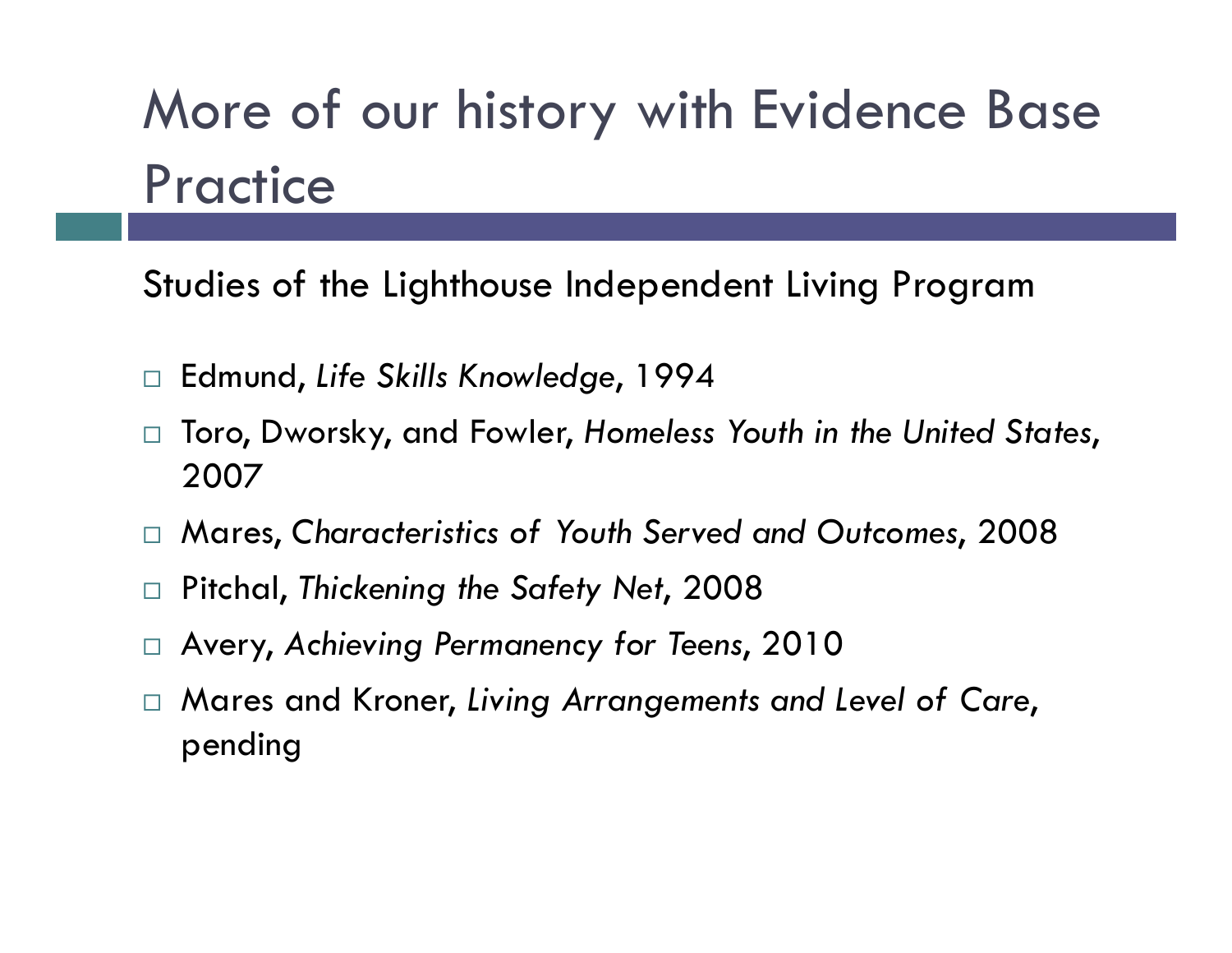# More of our history with Evidence Base Practice

Studies of the Lighthouse Independent Living Program

- Edmund, *Life Skills Knowledge*, 1994
- Toro, Dworsky, and Fowler, *Homeless Youth in the United States*, 2007
- Mares, *Characteristics of Youth Served and Outcomes*, 2008
- Pitchal, *Thickening the Safety Net*, 2008
- Avery, *Achieving Permanency for Teens*, 2010
- Mares and Kroner, *Living Arrangements and Level of Care*, pending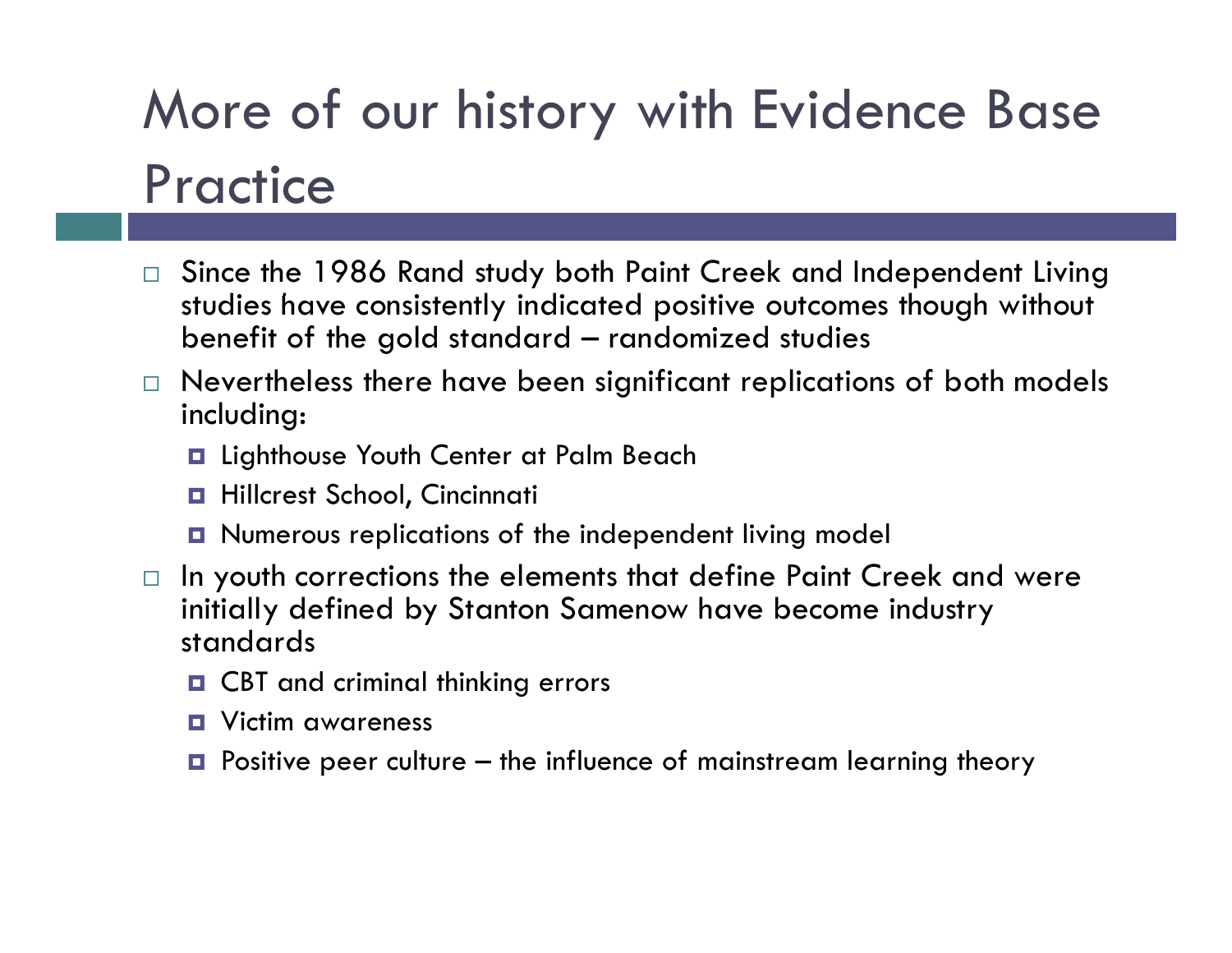# More of our history with Evidence Base Practice

- Since the 1986 Rand study both Paint Creek and Independent Living studies have consistently indicated positive outcomes though without benefit of the gold standard – randomized studies
- Nevertheless there have been significant replications of both models including:
  - Lighthouse Youth Center at Palm Beach
  - Hillcrest School, Cincinnati
  - Numerous replications of the independent living model
- In youth corrections the elements that define Paint Creek and were initially defined by Stanton Samenow have become industry standards
  - CBT and criminal thinking errors
  - Victim awareness
  - Positive peer culture – the influence of mainstream learning theory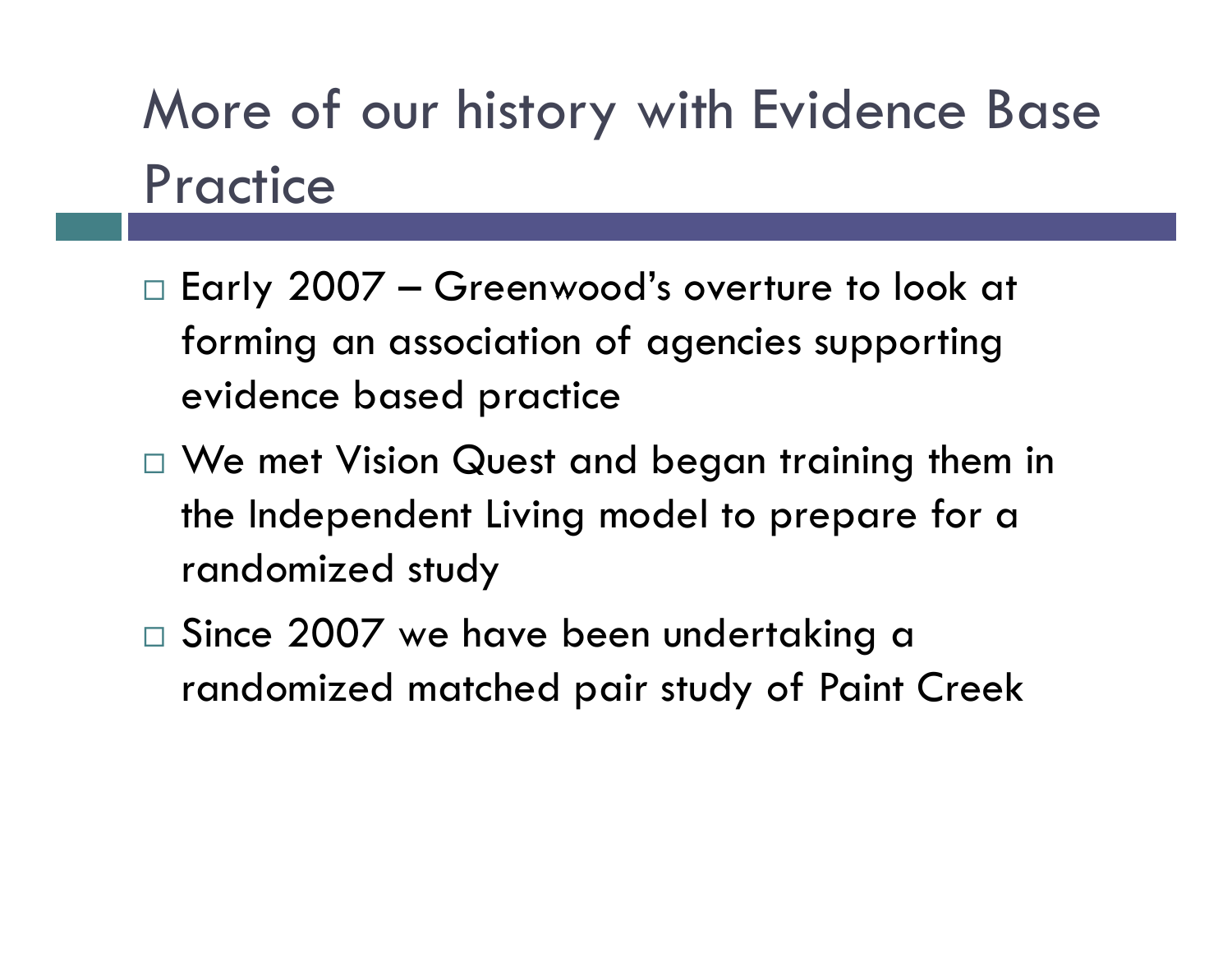# More of our history with Evidence Base Practice

- Early 2007 – Greenwood's overture to look at forming an association of agencies supporting evidence based practice
- We met Vision Quest and began training them in the Independent Living model to prepare for a randomized study
- Since 2007 we have been undertaking a randomized matched pair study of Paint Creek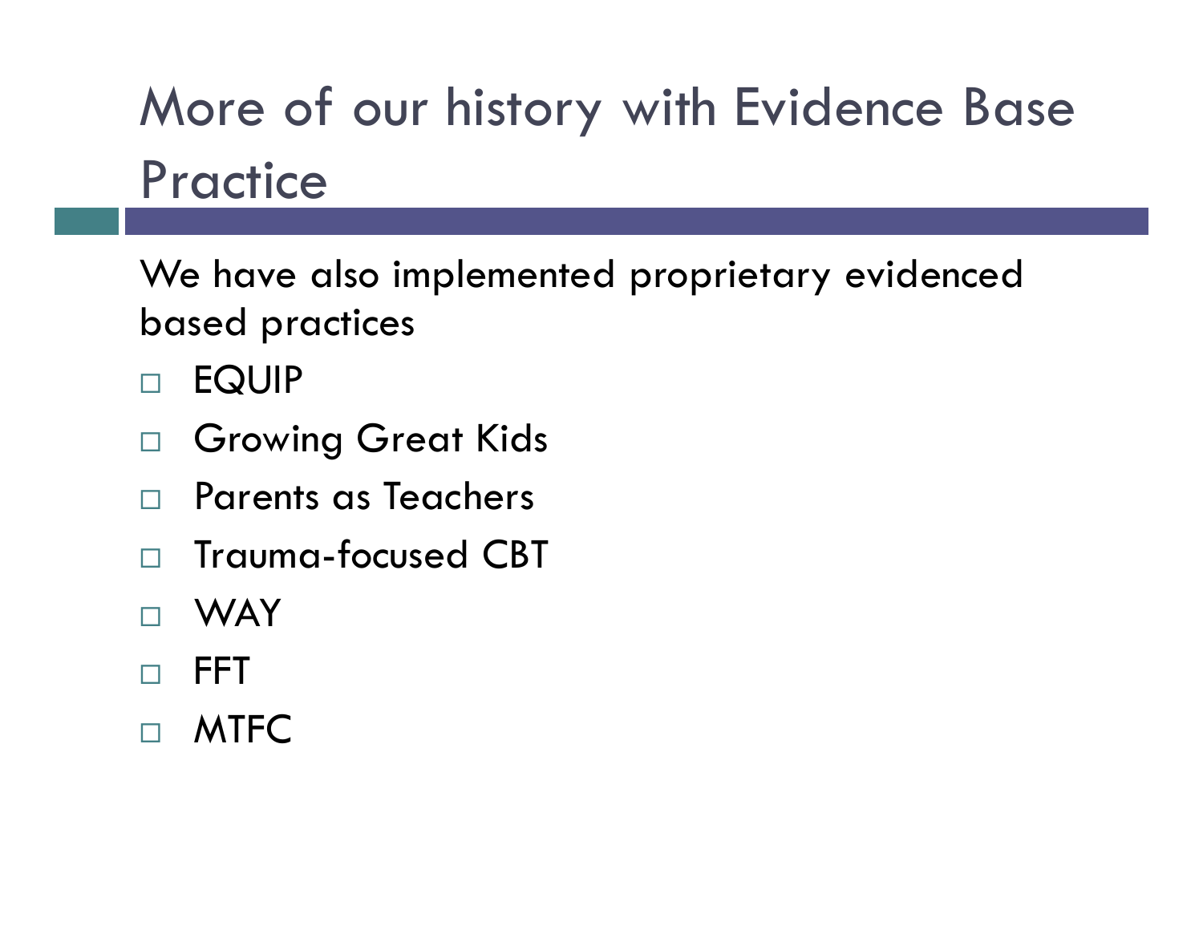# More of our history with Evidence Base Practice

We have also implemented proprietary evidenced based practices

- EQUIP
- Growing Great Kids
- Parents as Teachers
- Trauma-focused CBT
- WAY
- FFT
- MTFC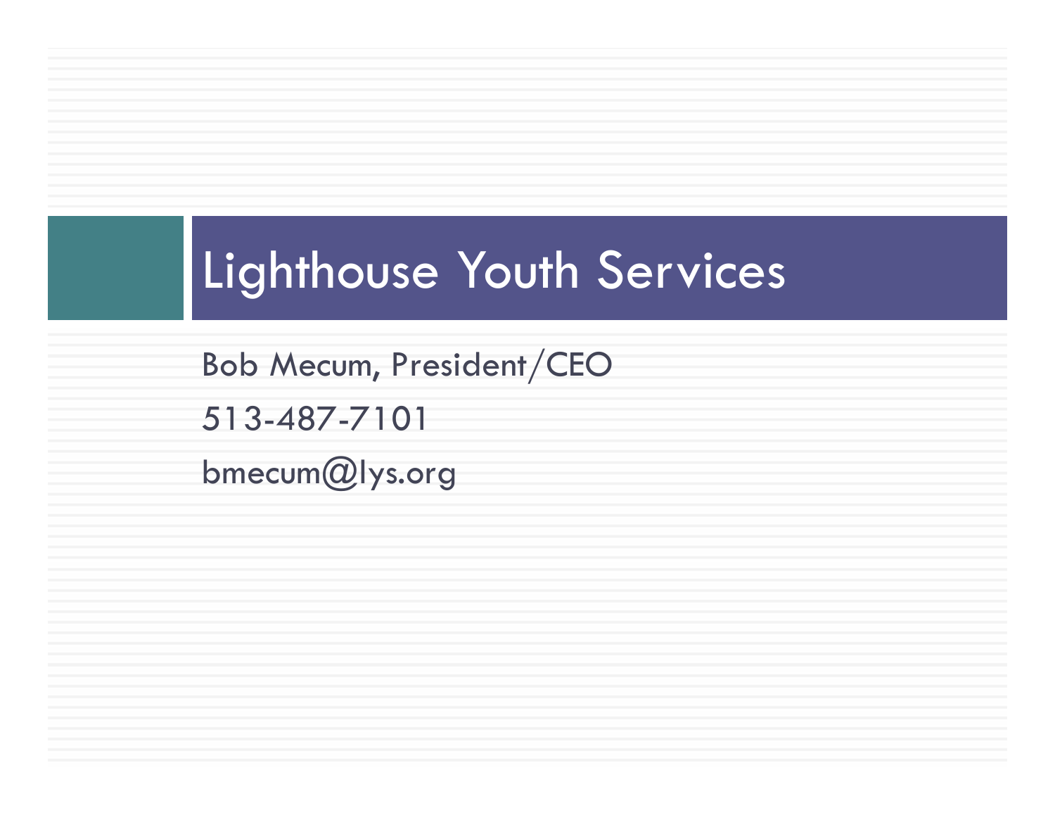# Lighthouse Youth Services

Bob Mecum, President/CEO

513-487-7101

bmecum@lys.org